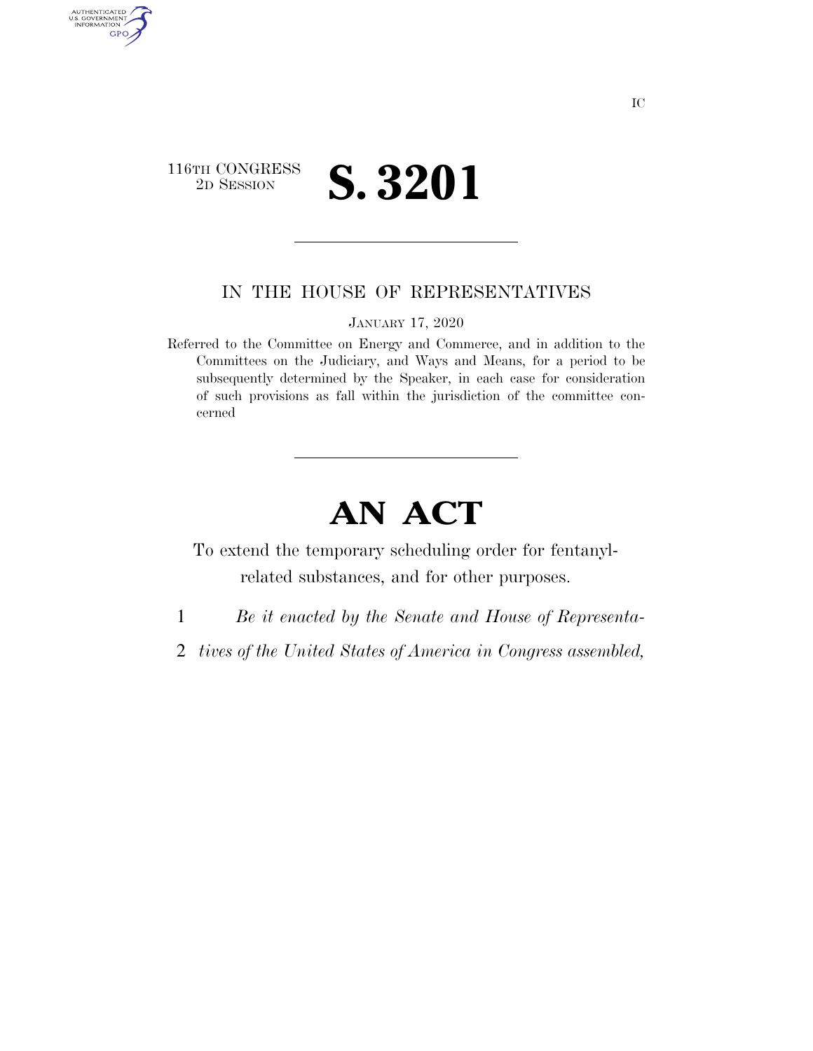IC

116TH CONGRESS
2D SESSION

# S. 3201

IN THE HOUSE OF REPRESENTATIVES

JANUARY 17, 2020

Referred to the Committee on Energy and Commerce, and in addition to the Committees on the Judiciary, and Ways and Means, for a period to be subsequently determined by the Speaker, in each case for consideration of such provisions as fall within the jurisdiction of the committee concerned

# AN ACT

To extend the temporary scheduling order for fentanyl-related substances, and for other purposes.

1 *Be it enacted by the Senate and House of Representa-*
2 *tives of the United States of America in Congress assembled,*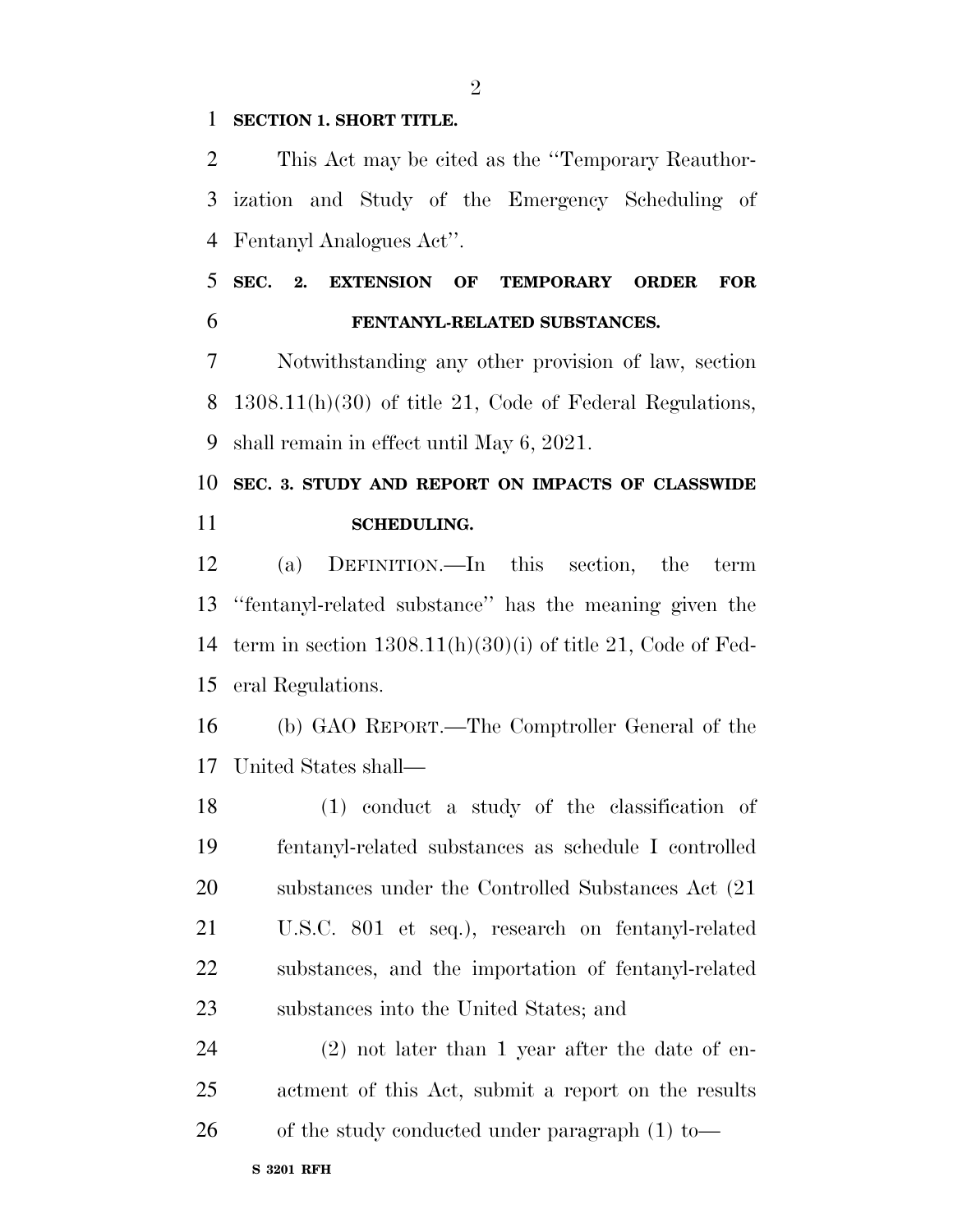**SECTION 1. SHORT TITLE.**

This Act may be cited as the "Temporary Reauthorization and Study of the Emergency Scheduling of Fentanyl Analogues Act".

**SEC. 2. EXTENSION OF TEMPORARY ORDER FOR FENTANYL-RELATED SUBSTANCES.**

Notwithstanding any other provision of law, section 1308.11(h)(30) of title 21, Code of Federal Regulations, shall remain in effect until May 6, 2021.

**SEC. 3. STUDY AND REPORT ON IMPACTS OF CLASSWIDE SCHEDULING.**

(a) DEFINITION.—In this section, the term "fentanyl-related substance" has the meaning given the term in section 1308.11(h)(30)(i) of title 21, Code of Federal Regulations.

(b) GAO REPORT.—The Comptroller General of the United States shall—

(1) conduct a study of the classification of fentanyl-related substances as schedule I controlled substances under the Controlled Substances Act (21 U.S.C. 801 et seq.), research on fentanyl-related substances, and the importation of fentanyl-related substances into the United States; and

(2) not later than 1 year after the date of enactment of this Act, submit a report on the results of the study conducted under paragraph (1) to—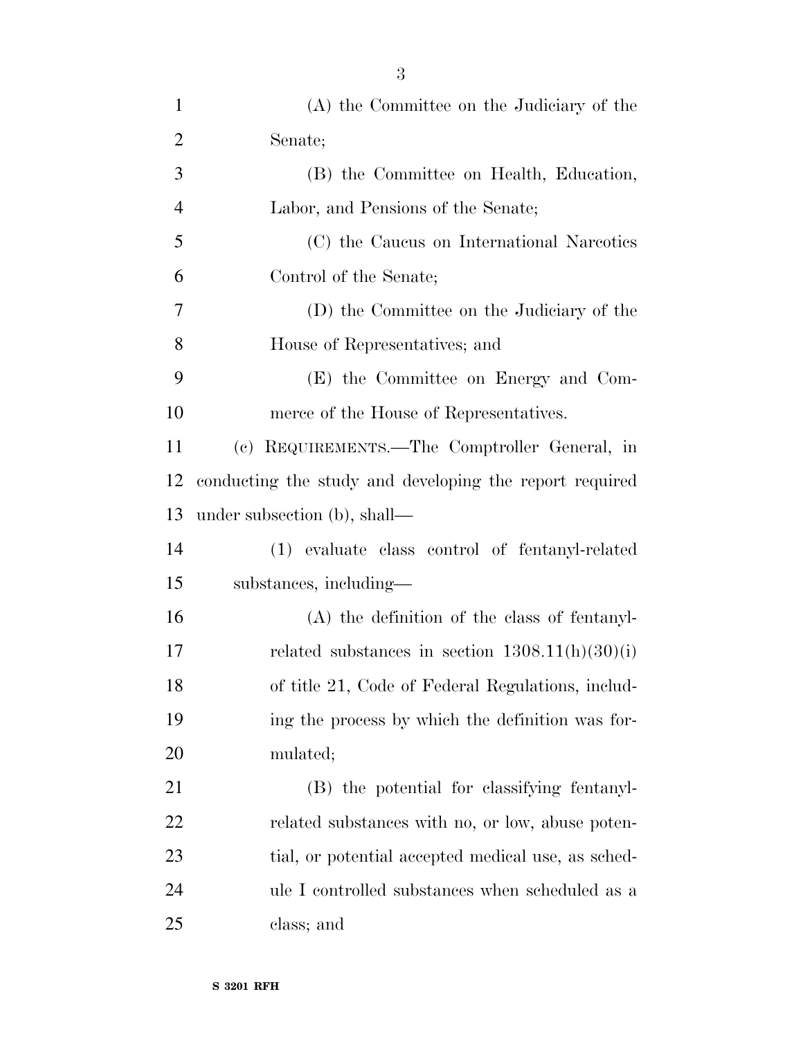(A) the Committee on the Judiciary of the Senate;

(B) the Committee on Health, Education, Labor, and Pensions of the Senate;

(C) the Caucus on International Narcotics Control of the Senate;

(D) the Committee on the Judiciary of the House of Representatives; and

(E) the Committee on Energy and Commerce of the House of Representatives.

(c) REQUIREMENTS.—The Comptroller General, in conducting the study and developing the report required under subsection (b), shall—

(1) evaluate class control of fentanyl-related substances, including—

(A) the definition of the class of fentanyl-related substances in section 1308.11(h)(30)(i) of title 21, Code of Federal Regulations, including the process by which the definition was formulated;

(B) the potential for classifying fentanyl-related substances with no, or low, abuse potential, or potential accepted medical use, as schedule I controlled substances when scheduled as a class; and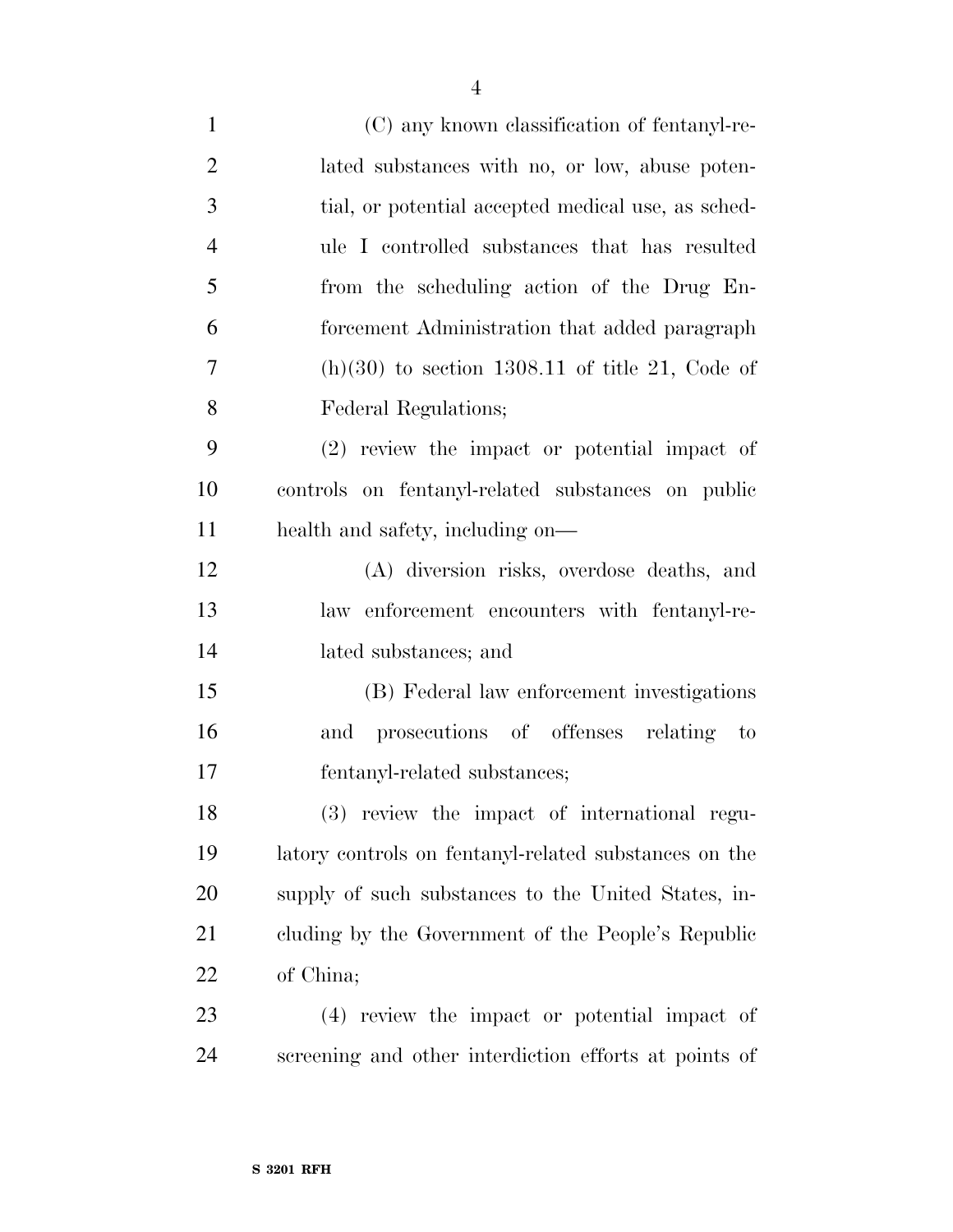(C) any known classification of fentanyl-related substances with no, or low, abuse potential, or potential accepted medical use, as schedule I controlled substances that has resulted from the scheduling action of the Drug Enforcement Administration that added paragraph (h)(30) to section 1308.11 of title 21, Code of Federal Regulations;

(2) review the impact or potential impact of controls on fentanyl-related substances on public health and safety, including on—

(A) diversion risks, overdose deaths, and law enforcement encounters with fentanyl-related substances; and

(B) Federal law enforcement investigations and prosecutions of offenses relating to fentanyl-related substances;

(3) review the impact of international regulatory controls on fentanyl-related substances on the supply of such substances to the United States, including by the Government of the People's Republic of China;

(4) review the impact or potential impact of screening and other interdiction efforts at points of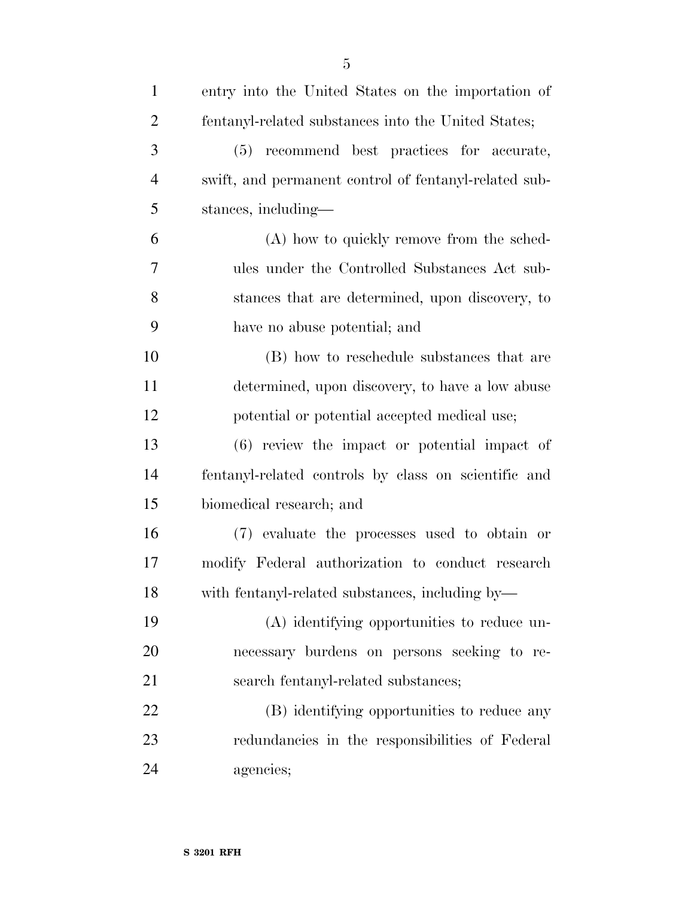entry into the United States on the importation of fentanyl-related substances into the United States;

(5) recommend best practices for accurate, swift, and permanent control of fentanyl-related substances, including—

(A) how to quickly remove from the schedules under the Controlled Substances Act substances that are determined, upon discovery, to have no abuse potential; and

(B) how to reschedule substances that are determined, upon discovery, to have a low abuse potential or potential accepted medical use;

(6) review the impact or potential impact of fentanyl-related controls by class on scientific and biomedical research; and

(7) evaluate the processes used to obtain or modify Federal authorization to conduct research with fentanyl-related substances, including by—

(A) identifying opportunities to reduce unnecessary burdens on persons seeking to research fentanyl-related substances;

(B) identifying opportunities to reduce any redundancies in the responsibilities of Federal agencies;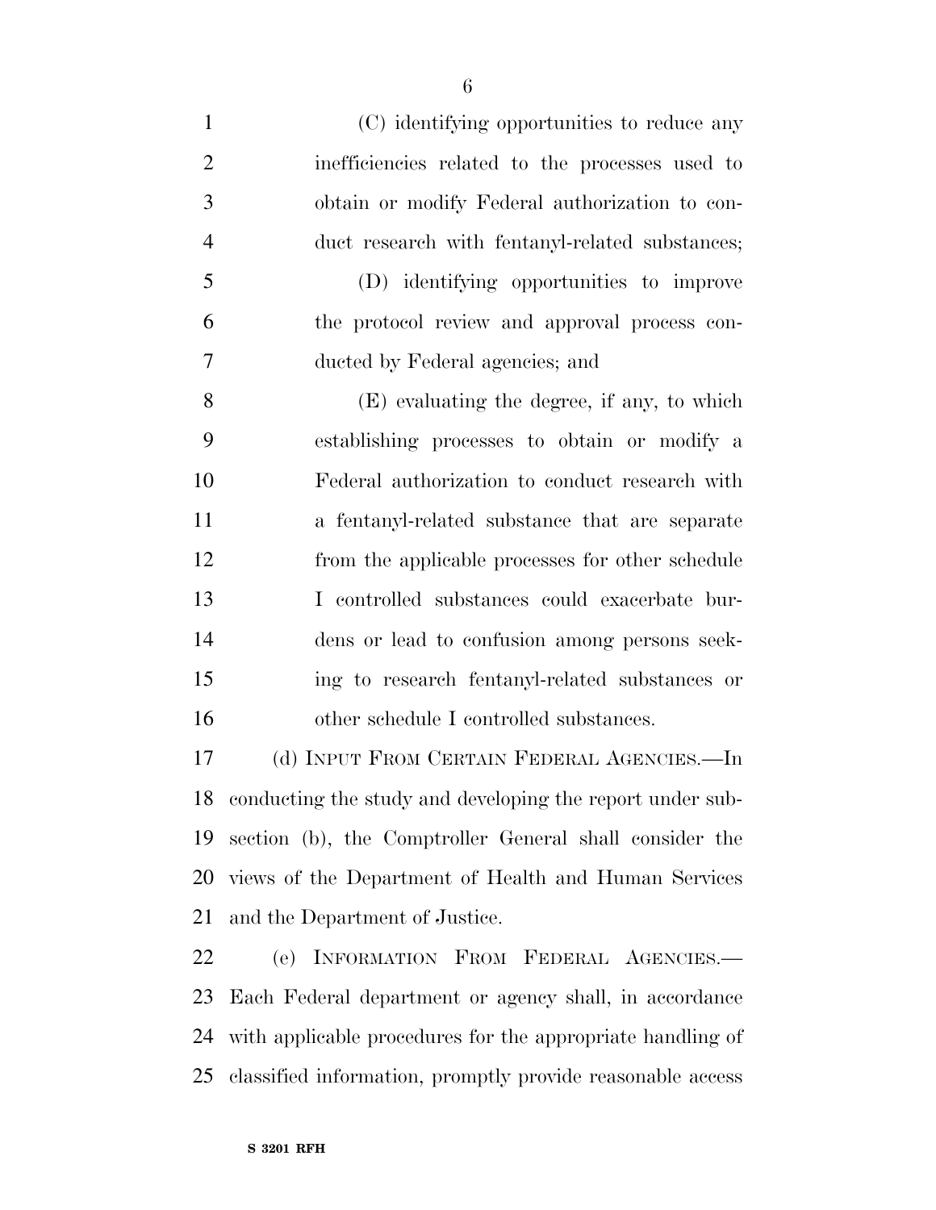(C) identifying opportunities to reduce any inefficiencies related to the processes used to obtain or modify Federal authorization to conduct research with fentanyl-related substances;

(D) identifying opportunities to improve the protocol review and approval process conducted by Federal agencies; and

(E) evaluating the degree, if any, to which establishing processes to obtain or modify a Federal authorization to conduct research with a fentanyl-related substance that are separate from the applicable processes for other schedule I controlled substances could exacerbate burdens or lead to confusion among persons seeking to research fentanyl-related substances or other schedule I controlled substances.

(d) INPUT FROM CERTAIN FEDERAL AGENCIES.—In conducting the study and developing the report under subsection (b), the Comptroller General shall consider the views of the Department of Health and Human Services and the Department of Justice.

(e) INFORMATION FROM FEDERAL AGENCIES.—Each Federal department or agency shall, in accordance with applicable procedures for the appropriate handling of classified information, promptly provide reasonable access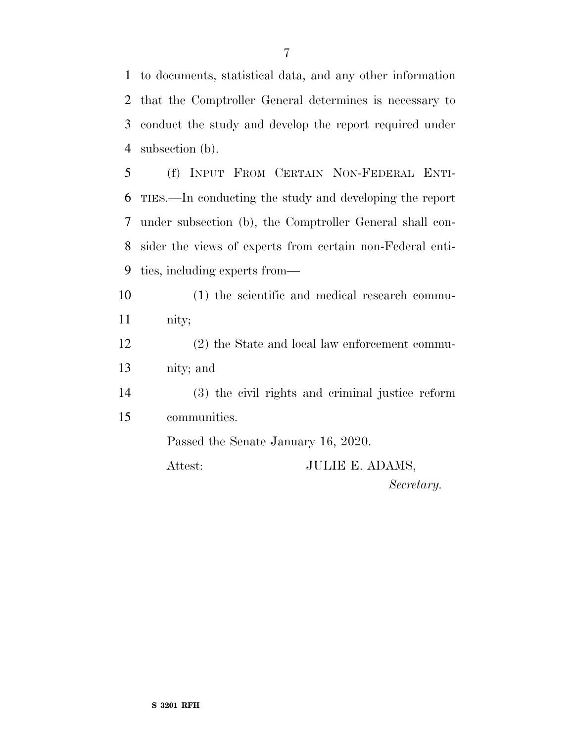to documents, statistical data, and any other information that the Comptroller General determines is necessary to conduct the study and develop the report required under subsection (b).

(f) INPUT FROM CERTAIN NON-FEDERAL ENTITIES.—In conducting the study and developing the report under subsection (b), the Comptroller General shall consider the views of experts from certain non-Federal entities, including experts from—

(1) the scientific and medical research community;

(2) the State and local law enforcement community; and

(3) the civil rights and criminal justice reform communities.

Passed the Senate January 16, 2020.

Attest: JULIE E. ADAMS,

*Secretary.*

**S 3201 RFH**